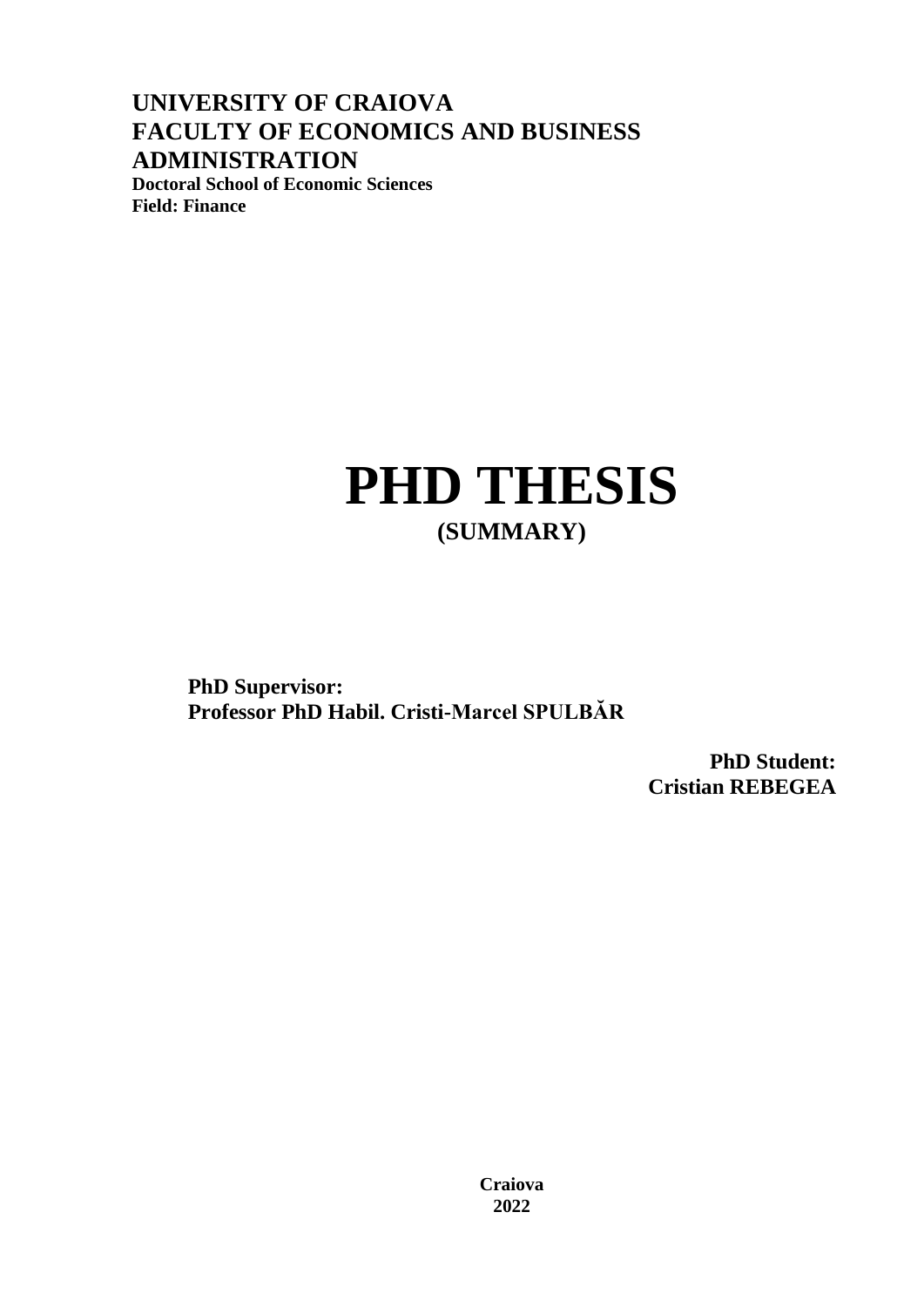**UNIVERSITY OF CRAIOVA**
**FACULTY OF ECONOMICS AND BUSINESS ADMINISTRATION**
**Doctoral School of Economic Sciences**
**Field: Finance**

# PHD THESIS

## (SUMMARY)

**PhD Supervisor:**
**Professor PhD Habil. Cristi-Marcel SPULBĂR**

**PhD Student:**
**Cristian REBEGEA**

**Craiova**
**2022**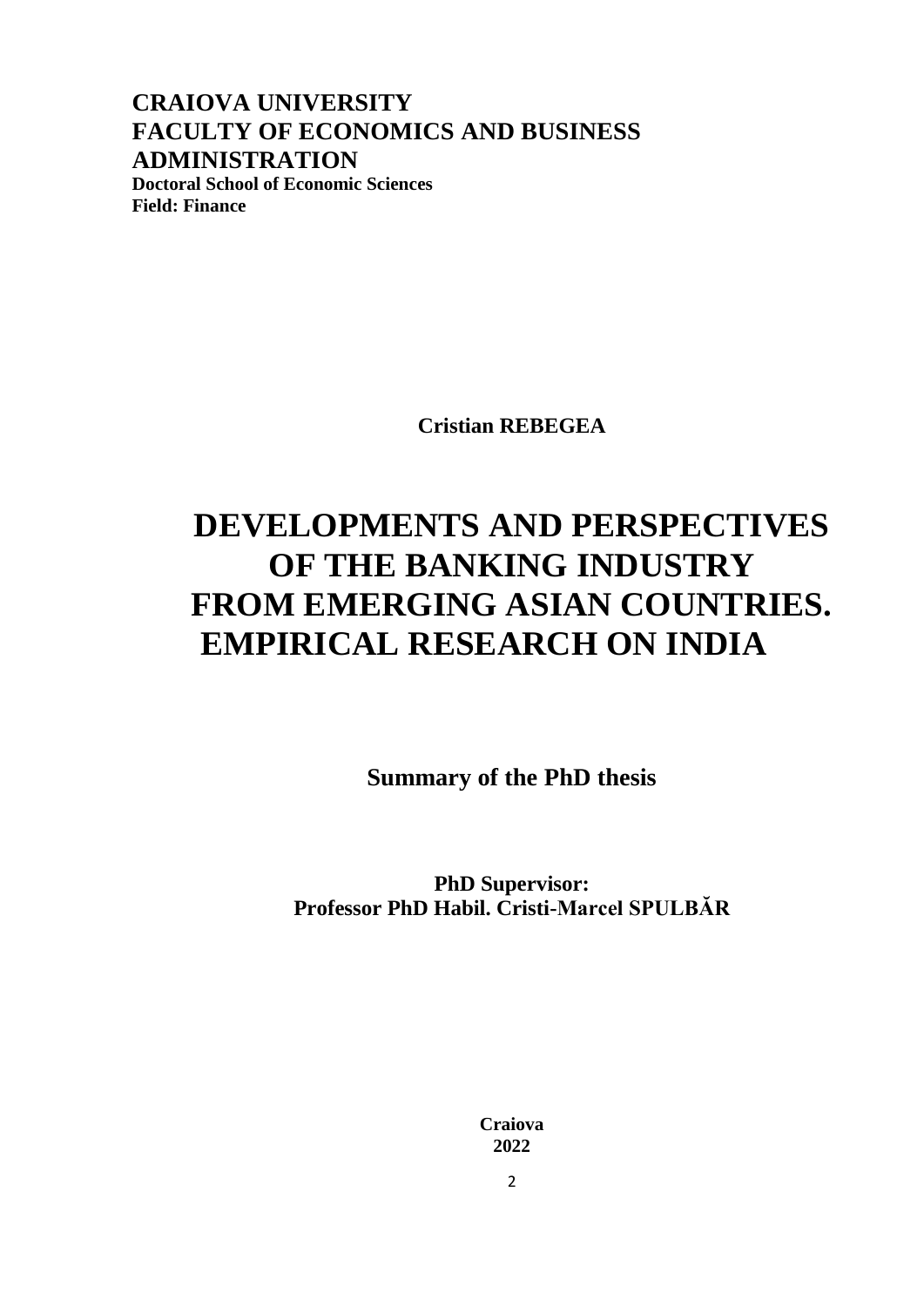**CRAIOVA UNIVERSITY**
**FACULTY OF ECONOMICS AND BUSINESS ADMINISTRATION**
**Doctoral School of Economic Sciences**
**Field: Finance**

**Cristian REBEGEA**

# DEVELOPMENTS AND PERSPECTIVES OF THE BANKING INDUSTRY FROM EMERGING ASIAN COUNTRIES. EMPIRICAL RESEARCH ON INDIA

**Summary of the PhD thesis**

**PhD Supervisor:**
**Professor PhD Habil. Cristi-Marcel SPULBĂR**

**Craiova**
**2022**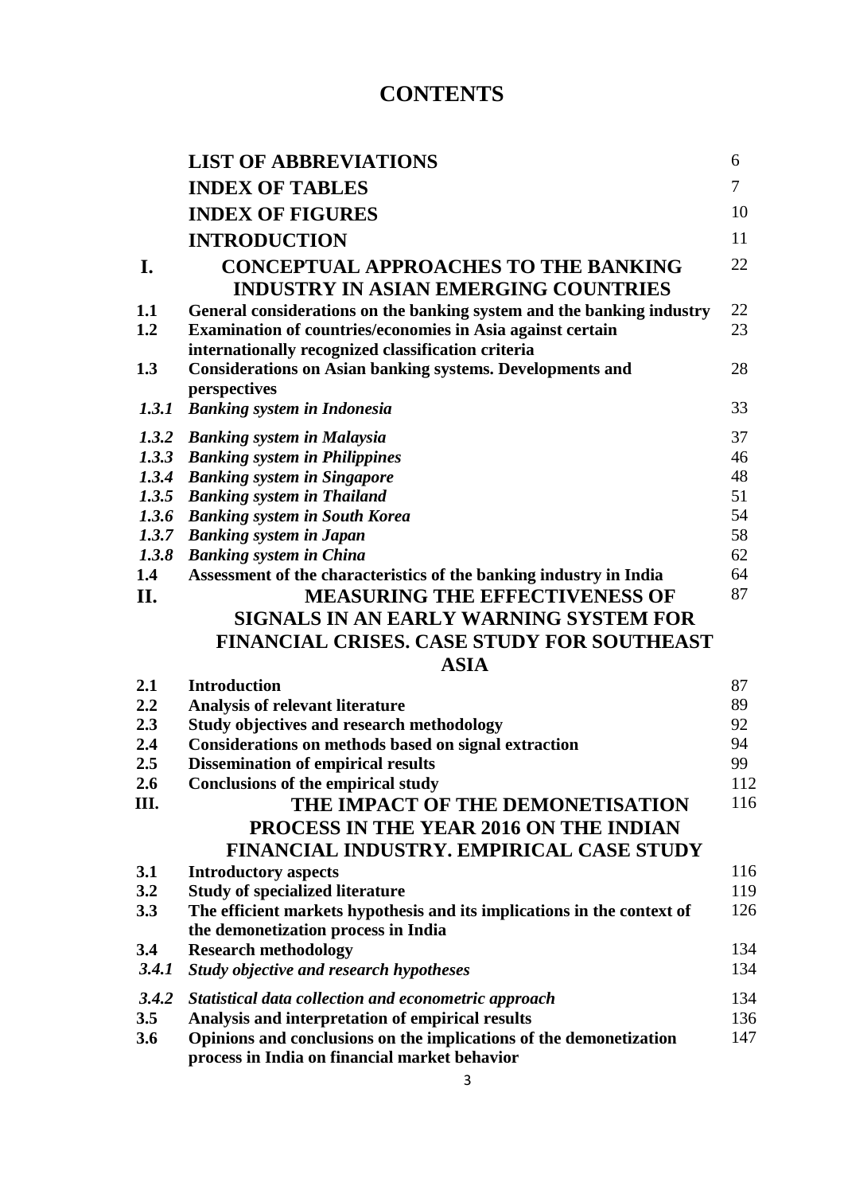# CONTENTS

| | | |
|---|---|---|
| | **LIST OF ABBREVIATIONS** | 6 |
| | **INDEX OF TABLES** | 7 |
| | **INDEX OF FIGURES** | 10 |
| | **INTRODUCTION** | 11 |
| **I.** | **CONCEPTUAL APPROACHES TO THE BANKING INDUSTRY IN ASIAN EMERGING COUNTRIES** | 22 |
| **1.1** | **General considerations on the banking system and the banking industry** | 22 |
| **1.2** | **Examination of countries/economies in Asia against certain internationally recognized classification criteria** | 23 |
| **1.3** | **Considerations on Asian banking systems. Developments and perspectives** | 28 |
| ***1.3.1*** | ***Banking system in Indonesia*** | 33 |
| ***1.3.2*** | ***Banking system in Malaysia*** | 37 |
| ***1.3.3*** | ***Banking system in Philippines*** | 46 |
| ***1.3.4*** | ***Banking system in Singapore*** | 48 |
| ***1.3.5*** | ***Banking system in Thailand*** | 51 |
| ***1.3.6*** | ***Banking system in South Korea*** | 54 |
| ***1.3.7*** | ***Banking system in Japan*** | 58 |
| ***1.3.8*** | ***Banking system in China*** | 62 |
| **1.4** | **Assessment of the characteristics of the banking industry in India** | 64 |
| **II.** | **MEASURING THE EFFECTIVENESS OF SIGNALS IN AN EARLY WARNING SYSTEM FOR FINANCIAL CRISES. CASE STUDY FOR SOUTHEAST ASIA** | 87 |
| **2.1** | **Introduction** | 87 |
| **2.2** | **Analysis of relevant literature** | 89 |
| **2.3** | **Study objectives and research methodology** | 92 |
| **2.4** | **Considerations on methods based on signal extraction** | 94 |
| **2.5** | **Dissemination of empirical results** | 99 |
| **2.6** | **Conclusions of the empirical study** | 112 |
| **III.** | **THE IMPACT OF THE DEMONETISATION PROCESS IN THE YEAR 2016 ON THE INDIAN FINANCIAL INDUSTRY. EMPIRICAL CASE STUDY** | 116 |
| **3.1** | **Introductory aspects** | 116 |
| **3.2** | **Study of specialized literature** | 119 |
| **3.3** | **The efficient markets hypothesis and its implications in the context of the demonetization process in India** | 126 |
| **3.4** | **Research methodology** | 134 |
| ***3.4.1*** | ***Study objective and research hypotheses*** | 134 |
| ***3.4.2*** | ***Statistical data collection and econometric approach*** | 134 |
| **3.5** | **Analysis and interpretation of empirical results** | 136 |
| **3.6** | **Opinions and conclusions on the implications of the demonetization process in India on financial market behavior** | 147 |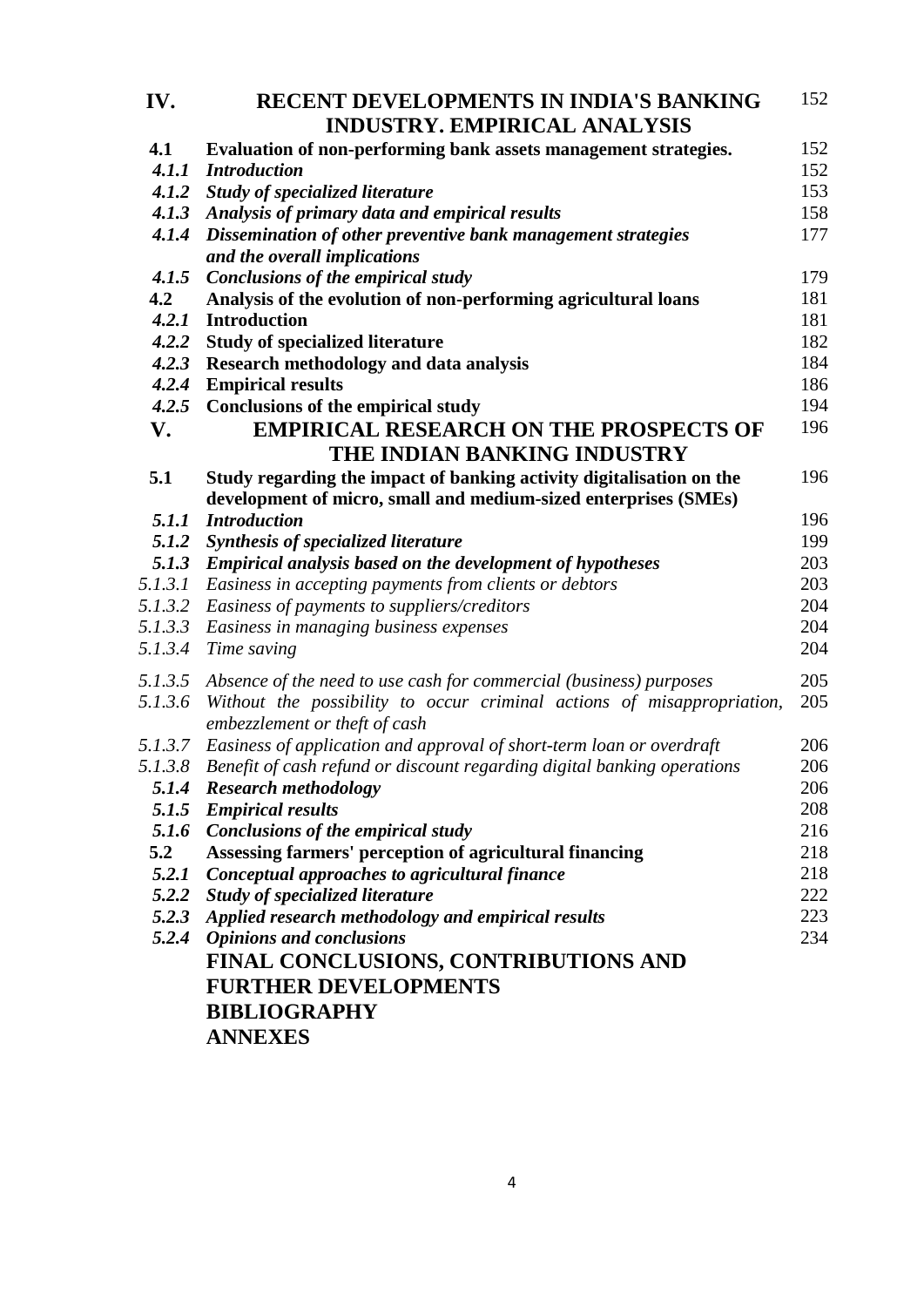| | | |
|---|---|---|
| **IV.** | **RECENT DEVELOPMENTS IN INDIA'S BANKING INDUSTRY. EMPIRICAL ANALYSIS** | 152 |
| **4.1** | **Evaluation of non-performing bank assets management strategies.** | 152 |
| ***4.1.1*** | ***Introduction*** | 152 |
| ***4.1.2*** | ***Study of specialized literature*** | 153 |
| ***4.1.3*** | ***Analysis of primary data and empirical results*** | 158 |
| ***4.1.4*** | ***Dissemination of other preventive bank management strategies and the overall implications*** | 177 |
| ***4.1.5*** | ***Conclusions of the empirical study*** | 179 |
| **4.2** | **Analysis of the evolution of non-performing agricultural loans** | 181 |
| ***4.2.1*** | **Introduction** | 181 |
| ***4.2.2*** | **Study of specialized literature** | 182 |
| ***4.2.3*** | **Research methodology and data analysis** | 184 |
| ***4.2.4*** | **Empirical results** | 186 |
| ***4.2.5*** | **Conclusions of the empirical study** | 194 |
| **V.** | **EMPIRICAL RESEARCH ON THE PROSPECTS OF THE INDIAN BANKING INDUSTRY** | 196 |
| **5.1** | **Study regarding the impact of banking activity digitalisation on the development of micro, small and medium-sized enterprises (SMEs)** | 196 |
| ***5.1.1*** | ***Introduction*** | 196 |
| ***5.1.2*** | ***Synthesis of specialized literature*** | 199 |
| ***5.1.3*** | ***Empirical analysis based on the development of hypotheses*** | 203 |
| *5.1.3.1* | *Easiness in accepting payments from clients or debtors* | 203 |
| *5.1.3.2* | *Easiness of payments to suppliers/creditors* | 204 |
| *5.1.3.3* | *Easiness in managing business expenses* | 204 |
| *5.1.3.4* | *Time saving* | 204 |
| *5.1.3.5* | *Absence of the need to use cash for commercial (business) purposes* | 205 |
| *5.1.3.6* | *Without the possibility to occur criminal actions of misappropriation, embezzlement or theft of cash* | 205 |
| *5.1.3.7* | *Easiness of application and approval of short-term loan or overdraft* | 206 |
| *5.1.3.8* | *Benefit of cash refund or discount regarding digital banking operations* | 206 |
| ***5.1.4*** | ***Research methodology*** | 206 |
| ***5.1.5*** | ***Empirical results*** | 208 |
| ***5.1.6*** | ***Conclusions of the empirical study*** | 216 |
| **5.2** | **Assessing farmers' perception of agricultural financing** | 218 |
| ***5.2.1*** | ***Conceptual approaches to agricultural finance*** | 218 |
| ***5.2.2*** | ***Study of specialized literature*** | 222 |
| ***5.2.3*** | ***Applied research methodology and empirical results*** | 223 |
| ***5.2.4*** | ***Opinions and conclusions*** | 234 |
| | **FINAL CONCLUSIONS, CONTRIBUTIONS AND FURTHER DEVELOPMENTS** | |
| | **BIBLIOGRAPHY** | |
| | **ANNEXES** | |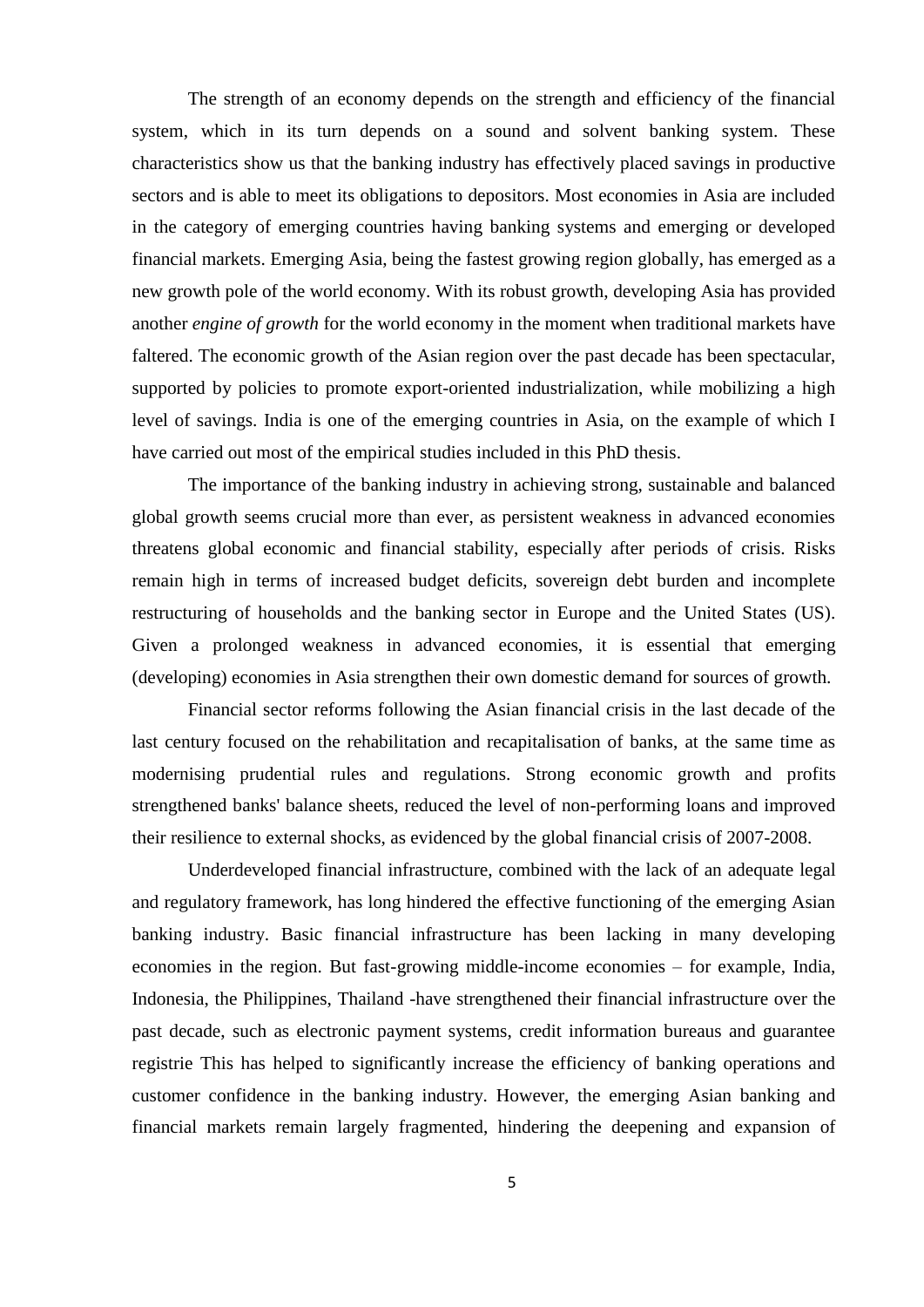The strength of an economy depends on the strength and efficiency of the financial system, which in its turn depends on a sound and solvent banking system. These characteristics show us that the banking industry has effectively placed savings in productive sectors and is able to meet its obligations to depositors. Most economies in Asia are included in the category of emerging countries having banking systems and emerging or developed financial markets. Emerging Asia, being the fastest growing region globally, has emerged as a new growth pole of the world economy. With its robust growth, developing Asia has provided another *engine of growth* for the world economy in the moment when traditional markets have faltered. The economic growth of the Asian region over the past decade has been spectacular, supported by policies to promote export-oriented industrialization, while mobilizing a high level of savings. India is one of the emerging countries in Asia, on the example of which I have carried out most of the empirical studies included in this PhD thesis.

The importance of the banking industry in achieving strong, sustainable and balanced global growth seems crucial more than ever, as persistent weakness in advanced economies threatens global economic and financial stability, especially after periods of crisis. Risks remain high in terms of increased budget deficits, sovereign debt burden and incomplete restructuring of households and the banking sector in Europe and the United States (US). Given a prolonged weakness in advanced economies, it is essential that emerging (developing) economies in Asia strengthen their own domestic demand for sources of growth.

Financial sector reforms following the Asian financial crisis in the last decade of the last century focused on the rehabilitation and recapitalisation of banks, at the same time as modernising prudential rules and regulations. Strong economic growth and profits strengthened banks' balance sheets, reduced the level of non-performing loans and improved their resilience to external shocks, as evidenced by the global financial crisis of 2007-2008.

Underdeveloped financial infrastructure, combined with the lack of an adequate legal and regulatory framework, has long hindered the effective functioning of the emerging Asian banking industry. Basic financial infrastructure has been lacking in many developing economies in the region. But fast-growing middle-income economies – for example, India, Indonesia, the Philippines, Thailand -have strengthened their financial infrastructure over the past decade, such as electronic payment systems, credit information bureaus and guarantee registrie This has helped to significantly increase the efficiency of banking operations and customer confidence in the banking industry. However, the emerging Asian banking and financial markets remain largely fragmented, hindering the deepening and expansion of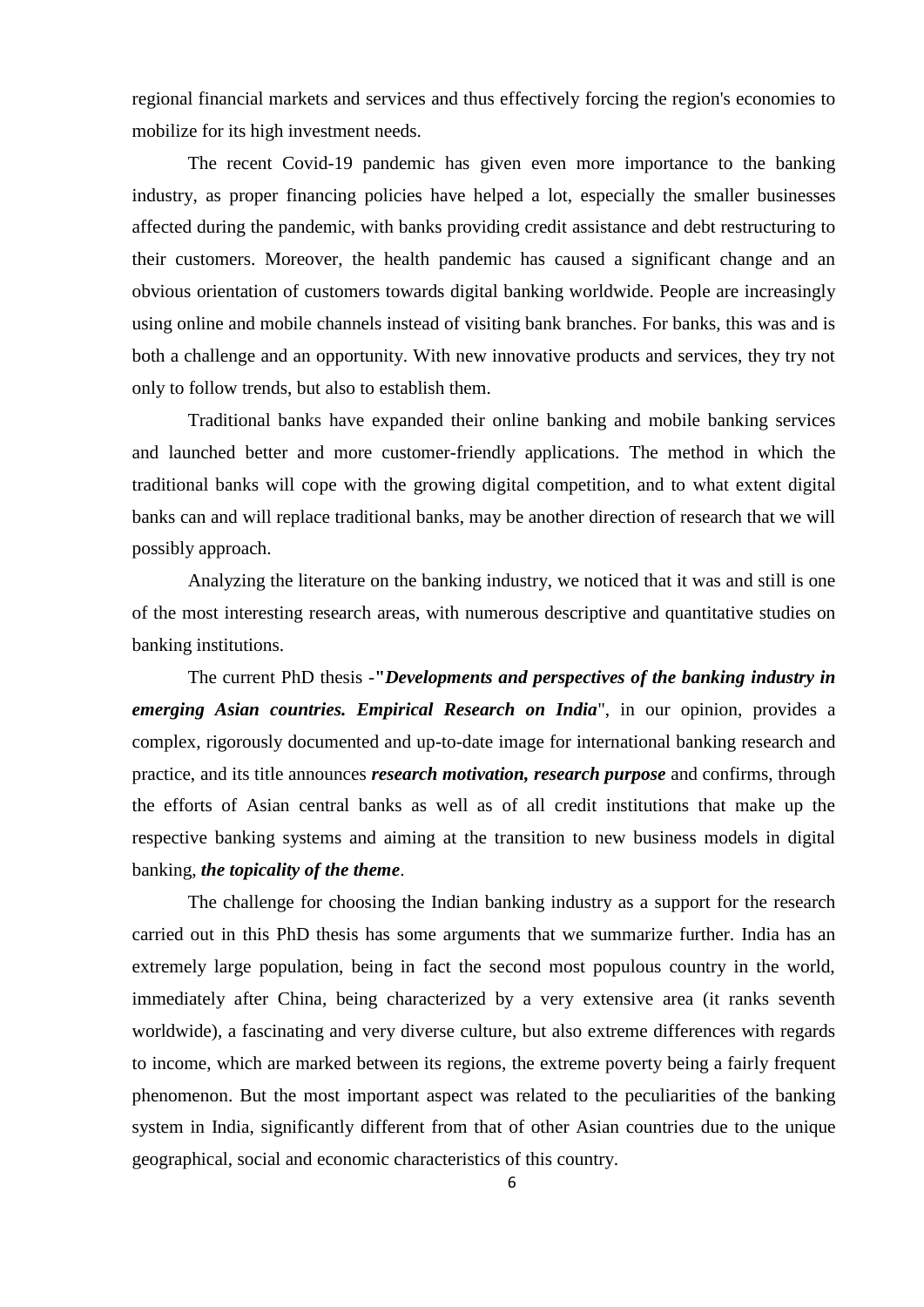regional financial markets and services and thus effectively forcing the region's economies to mobilize for its high investment needs.

The recent Covid-19 pandemic has given even more importance to the banking industry, as proper financing policies have helped a lot, especially the smaller businesses affected during the pandemic, with banks providing credit assistance and debt restructuring to their customers. Moreover, the health pandemic has caused a significant change and an obvious orientation of customers towards digital banking worldwide. People are increasingly using online and mobile channels instead of visiting bank branches. For banks, this was and is both a challenge and an opportunity. With new innovative products and services, they try not only to follow trends, but also to establish them.

Traditional banks have expanded their online banking and mobile banking services and launched better and more customer-friendly applications. The method in which the traditional banks will cope with the growing digital competition, and to what extent digital banks can and will replace traditional banks, may be another direction of research that we will possibly approach.

Analyzing the literature on the banking industry, we noticed that it was and still is one of the most interesting research areas, with numerous descriptive and quantitative studies on banking institutions.

The current PhD thesis -"***Developments and perspectives of the banking industry in emerging Asian countries. Empirical Research on India***", in our opinion, provides a complex, rigorously documented and up-to-date image for international banking research and practice, and its title announces ***research motivation, research purpose*** and confirms, through the efforts of Asian central banks as well as of all credit institutions that make up the respective banking systems and aiming at the transition to new business models in digital banking, ***the topicality of the theme***.

The challenge for choosing the Indian banking industry as a support for the research carried out in this PhD thesis has some arguments that we summarize further. India has an extremely large population, being in fact the second most populous country in the world, immediately after China, being characterized by a very extensive area (it ranks seventh worldwide), a fascinating and very diverse culture, but also extreme differences with regards to income, which are marked between its regions, the extreme poverty being a fairly frequent phenomenon. But the most important aspect was related to the peculiarities of the banking system in India, significantly different from that of other Asian countries due to the unique geographical, social and economic characteristics of this country.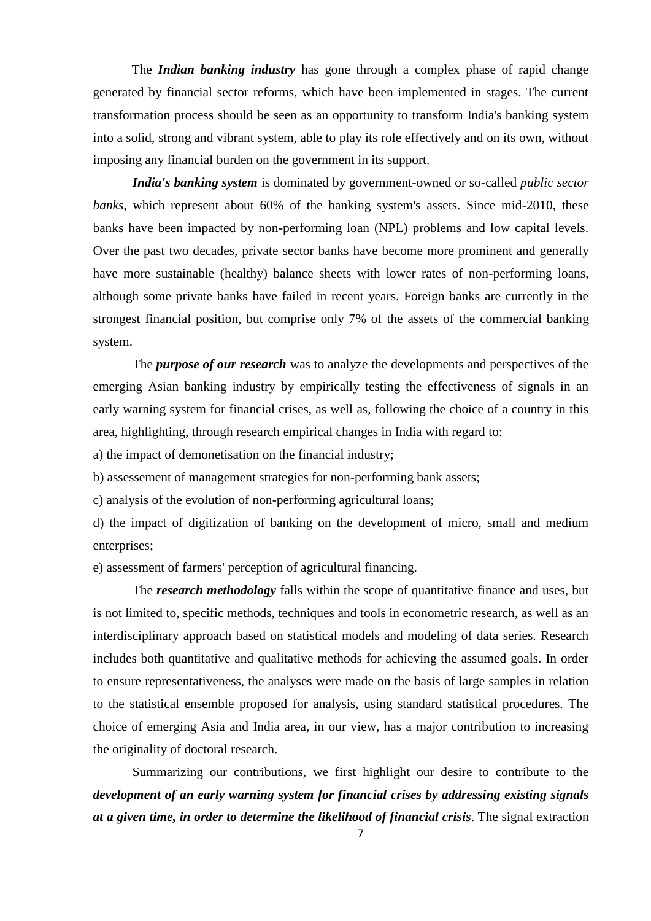The ***Indian banking industry*** has gone through a complex phase of rapid change generated by financial sector reforms, which have been implemented in stages. The current transformation process should be seen as an opportunity to transform India's banking system into a solid, strong and vibrant system, able to play its role effectively and on its own, without imposing any financial burden on the government in its support.

***India's banking system*** is dominated by government-owned or so-called *public sector banks,* which represent about 60% of the banking system's assets. Since mid-2010, these banks have been impacted by non-performing loan (NPL) problems and low capital levels. Over the past two decades, private sector banks have become more prominent and generally have more sustainable (healthy) balance sheets with lower rates of non-performing loans, although some private banks have failed in recent years. Foreign banks are currently in the strongest financial position, but comprise only 7% of the assets of the commercial banking system.

The ***purpose of our research*** was to analyze the developments and perspectives of the emerging Asian banking industry by empirically testing the effectiveness of signals in an early warning system for financial crises, as well as, following the choice of a country in this area, highlighting, through research empirical changes in India with regard to:

a) the impact of demonetisation on the financial industry;

b) assessement of management strategies for non-performing bank assets;

c) analysis of the evolution of non-performing agricultural loans;

d) the impact of digitization of banking on the development of micro, small and medium enterprises;

e) assessment of farmers' perception of agricultural financing.

The ***research methodology*** falls within the scope of quantitative finance and uses, but is not limited to, specific methods, techniques and tools in econometric research, as well as an interdisciplinary approach based on statistical models and modeling of data series. Research includes both quantitative and qualitative methods for achieving the assumed goals. In order to ensure representativeness, the analyses were made on the basis of large samples in relation to the statistical ensemble proposed for analysis, using standard statistical procedures. The choice of emerging Asia and India area, in our view, has a major contribution to increasing the originality of doctoral research.

Summarizing our contributions, we first highlight our desire to contribute to the ***development of an early warning system for financial crises by addressing existing signals at a given time, in order to determine the likelihood of financial crisis***. The signal extraction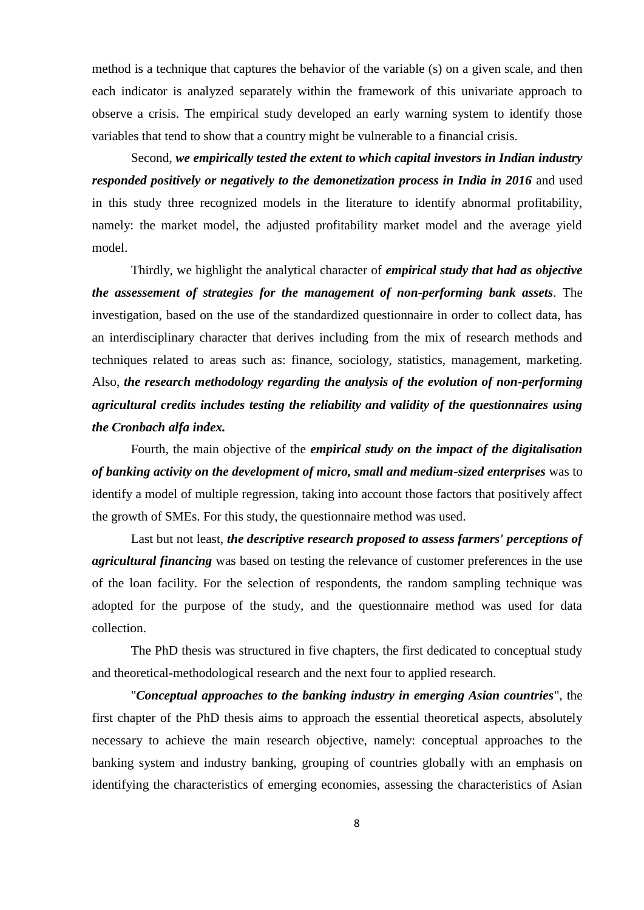method is a technique that captures the behavior of the variable (s) on a given scale, and then each indicator is analyzed separately within the framework of this univariate approach to observe a crisis. The empirical study developed an early warning system to identify those variables that tend to show that a country might be vulnerable to a financial crisis.

Second, ***we empirically tested the extent to which capital investors in Indian industry responded positively or negatively to the demonetization process in India in 2016*** and used in this study three recognized models in the literature to identify abnormal profitability, namely: the market model, the adjusted profitability market model and the average yield model.

Thirdly, we highlight the analytical character of ***empirical study that had as objective the assessement of strategies for the management of non-performing bank assets***. The investigation, based on the use of the standardized questionnaire in order to collect data, has an interdisciplinary character that derives including from the mix of research methods and techniques related to areas such as: finance, sociology, statistics, management, marketing. Also, ***the research methodology regarding the analysis of the evolution of non-performing agricultural credits includes testing the reliability and validity of the questionnaires using the Cronbach alfa index.***

Fourth, the main objective of the ***empirical study on the impact of the digitalisation of banking activity on the development of micro, small and medium-sized enterprises*** was to identify a model of multiple regression, taking into account those factors that positively affect the growth of SMEs. For this study, the questionnaire method was used.

Last but not least, ***the descriptive research proposed to assess farmers' perceptions of agricultural financing*** was based on testing the relevance of customer preferences in the use of the loan facility. For the selection of respondents, the random sampling technique was adopted for the purpose of the study, and the questionnaire method was used for data collection.

The PhD thesis was structured in five chapters, the first dedicated to conceptual study and theoretical-methodological research and the next four to applied research.

"***Conceptual approaches to the banking industry in emerging Asian countries***", the first chapter of the PhD thesis aims to approach the essential theoretical aspects, absolutely necessary to achieve the main research objective, namely: conceptual approaches to the banking system and industry banking, grouping of countries globally with an emphasis on identifying the characteristics of emerging economies, assessing the characteristics of Asian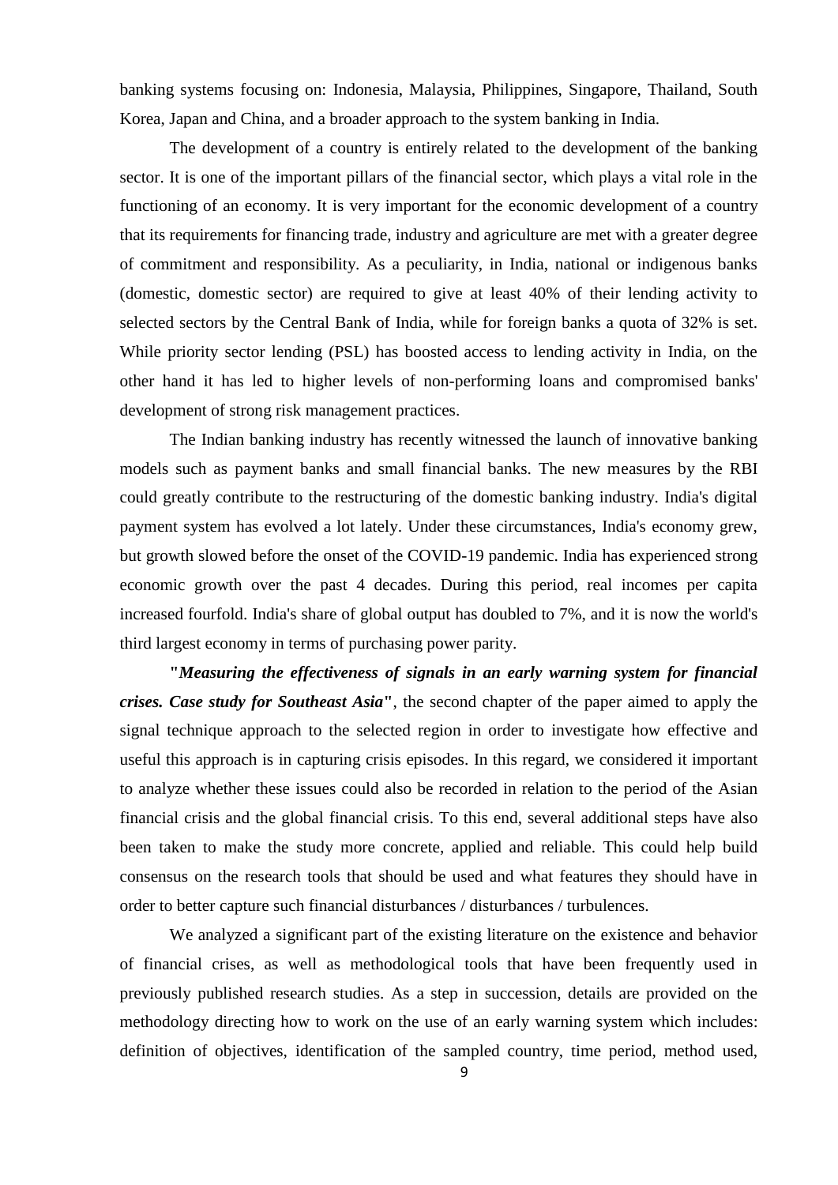banking systems focusing on: Indonesia, Malaysia, Philippines, Singapore, Thailand, South Korea, Japan and China, and a broader approach to the system banking in India.

The development of a country is entirely related to the development of the banking sector. It is one of the important pillars of the financial sector, which plays a vital role in the functioning of an economy. It is very important for the economic development of a country that its requirements for financing trade, industry and agriculture are met with a greater degree of commitment and responsibility. As a peculiarity, in India, national or indigenous banks (domestic, domestic sector) are required to give at least 40% of their lending activity to selected sectors by the Central Bank of India, while for foreign banks a quota of 32% is set. While priority sector lending (PSL) has boosted access to lending activity in India, on the other hand it has led to higher levels of non-performing loans and compromised banks' development of strong risk management practices.

The Indian banking industry has recently witnessed the launch of innovative banking models such as payment banks and small financial banks. The new measures by the RBI could greatly contribute to the restructuring of the domestic banking industry. India's digital payment system has evolved a lot lately. Under these circumstances, India's economy grew, but growth slowed before the onset of the COVID-19 pandemic. India has experienced strong economic growth over the past 4 decades. During this period, real incomes per capita increased fourfold. India's share of global output has doubled to 7%, and it is now the world's third largest economy in terms of purchasing power parity.

**"*Measuring the effectiveness of signals in an early warning system for financial crises. Case study for Southeast Asia*"**, the second chapter of the paper aimed to apply the signal technique approach to the selected region in order to investigate how effective and useful this approach is in capturing crisis episodes. In this regard, we considered it important to analyze whether these issues could also be recorded in relation to the period of the Asian financial crisis and the global financial crisis. To this end, several additional steps have also been taken to make the study more concrete, applied and reliable. This could help build consensus on the research tools that should be used and what features they should have in order to better capture such financial disturbances / disturbances / turbulences.

We analyzed a significant part of the existing literature on the existence and behavior of financial crises, as well as methodological tools that have been frequently used in previously published research studies. As a step in succession, details are provided on the methodology directing how to work on the use of an early warning system which includes: definition of objectives, identification of the sampled country, time period, method used,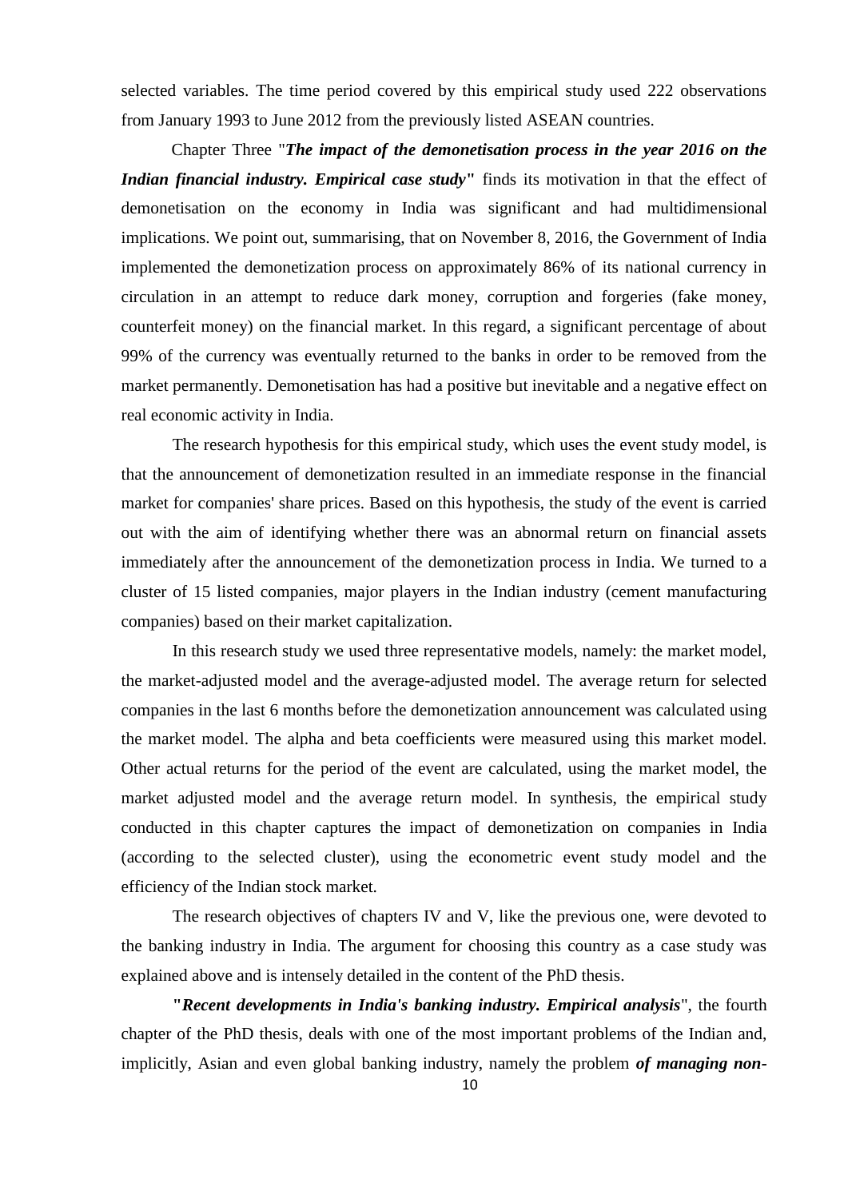selected variables. The time period covered by this empirical study used 222 observations from January 1993 to June 2012 from the previously listed ASEAN countries.

Chapter Three "***The impact of the demonetisation process in the year 2016 on the Indian financial industry. Empirical case study*"** finds its motivation in that the effect of demonetisation on the economy in India was significant and had multidimensional implications. We point out, summarising, that on November 8, 2016, the Government of India implemented the demonetization process on approximately 86% of its national currency in circulation in an attempt to reduce dark money, corruption and forgeries (fake money, counterfeit money) on the financial market. In this regard, a significant percentage of about 99% of the currency was eventually returned to the banks in order to be removed from the market permanently. Demonetisation has had a positive but inevitable and a negative effect on real economic activity in India.

The research hypothesis for this empirical study, which uses the event study model, is that the announcement of demonetization resulted in an immediate response in the financial market for companies' share prices. Based on this hypothesis, the study of the event is carried out with the aim of identifying whether there was an abnormal return on financial assets immediately after the announcement of the demonetization process in India. We turned to a cluster of 15 listed companies, major players in the Indian industry (cement manufacturing companies) based on their market capitalization.

In this research study we used three representative models, namely: the market model, the market-adjusted model and the average-adjusted model. The average return for selected companies in the last 6 months before the demonetization announcement was calculated using the market model. The alpha and beta coefficients were measured using this market model. Other actual returns for the period of the event are calculated, using the market model, the market adjusted model and the average return model. In synthesis, the empirical study conducted in this chapter captures the impact of demonetization on companies in India (according to the selected cluster), using the econometric event study model and the efficiency of the Indian stock market.

The research objectives of chapters IV and V, like the previous one, were devoted to the banking industry in India. The argument for choosing this country as a case study was explained above and is intensely detailed in the content of the PhD thesis.

**"*Recent developments in India's banking industry. Empirical analysis*"**, the fourth chapter of the PhD thesis, deals with one of the most important problems of the Indian and, implicitly, Asian and even global banking industry, namely the problem ***of managing non-***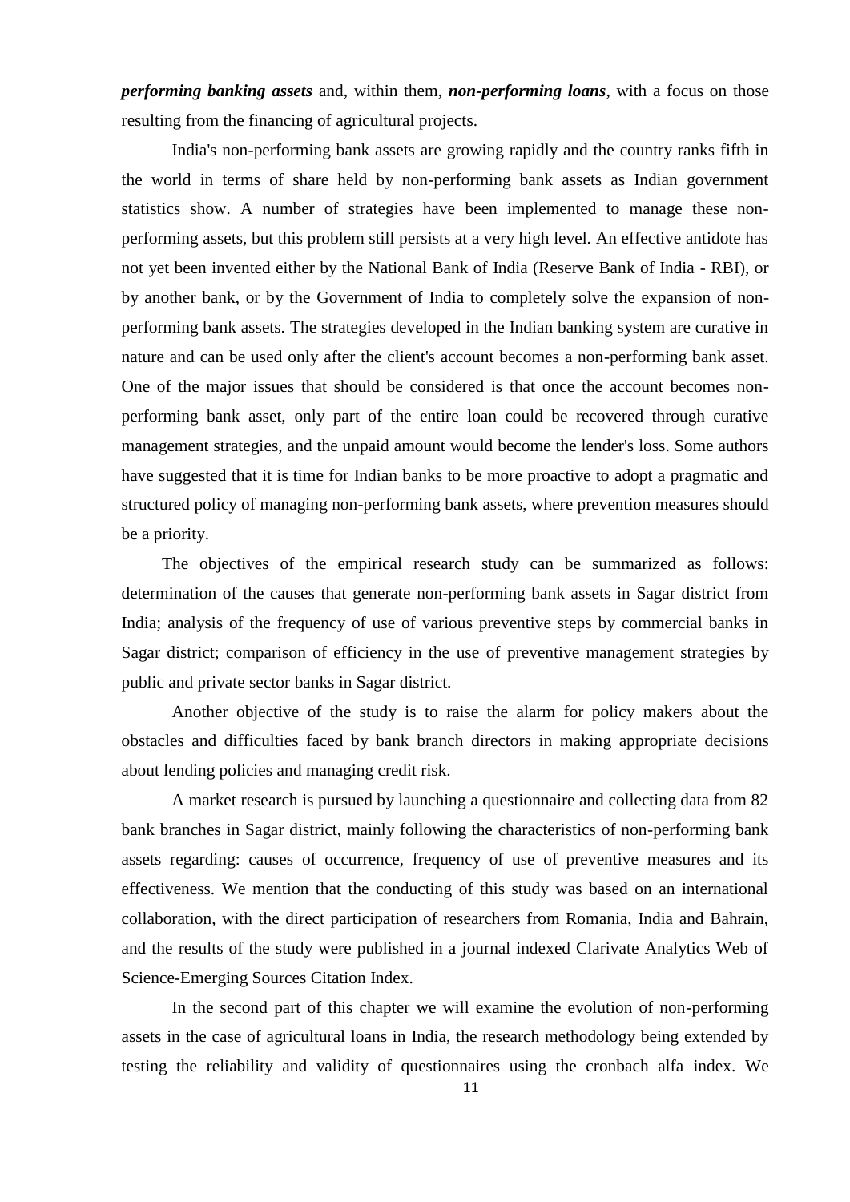***performing banking assets*** and, within them, ***non-performing loans***, with a focus on those resulting from the financing of agricultural projects.

India's non-performing bank assets are growing rapidly and the country ranks fifth in the world in terms of share held by non-performing bank assets as Indian government statistics show. A number of strategies have been implemented to manage these non-performing assets, but this problem still persists at a very high level. An effective antidote has not yet been invented either by the National Bank of India (Reserve Bank of India - RBI), or by another bank, or by the Government of India to completely solve the expansion of non-performing bank assets. The strategies developed in the Indian banking system are curative in nature and can be used only after the client's account becomes a non-performing bank asset. One of the major issues that should be considered is that once the account becomes non-performing bank asset, only part of the entire loan could be recovered through curative management strategies, and the unpaid amount would become the lender's loss. Some authors have suggested that it is time for Indian banks to be more proactive to adopt a pragmatic and structured policy of managing non-performing bank assets, where prevention measures should be a priority.

The objectives of the empirical research study can be summarized as follows: determination of the causes that generate non-performing bank assets in Sagar district from India; analysis of the frequency of use of various preventive steps by commercial banks in Sagar district; comparison of efficiency in the use of preventive management strategies by public and private sector banks in Sagar district.

Another objective of the study is to raise the alarm for policy makers about the obstacles and difficulties faced by bank branch directors in making appropriate decisions about lending policies and managing credit risk.

A market research is pursued by launching a questionnaire and collecting data from 82 bank branches in Sagar district, mainly following the characteristics of non-performing bank assets regarding: causes of occurrence, frequency of use of preventive measures and its effectiveness. We mention that the conducting of this study was based on an international collaboration, with the direct participation of researchers from Romania, India and Bahrain, and the results of the study were published in a journal indexed Clarivate Analytics Web of Science-Emerging Sources Citation Index.

In the second part of this chapter we will examine the evolution of non-performing assets in the case of agricultural loans in India, the research methodology being extended by testing the reliability and validity of questionnaires using the cronbach alfa index. We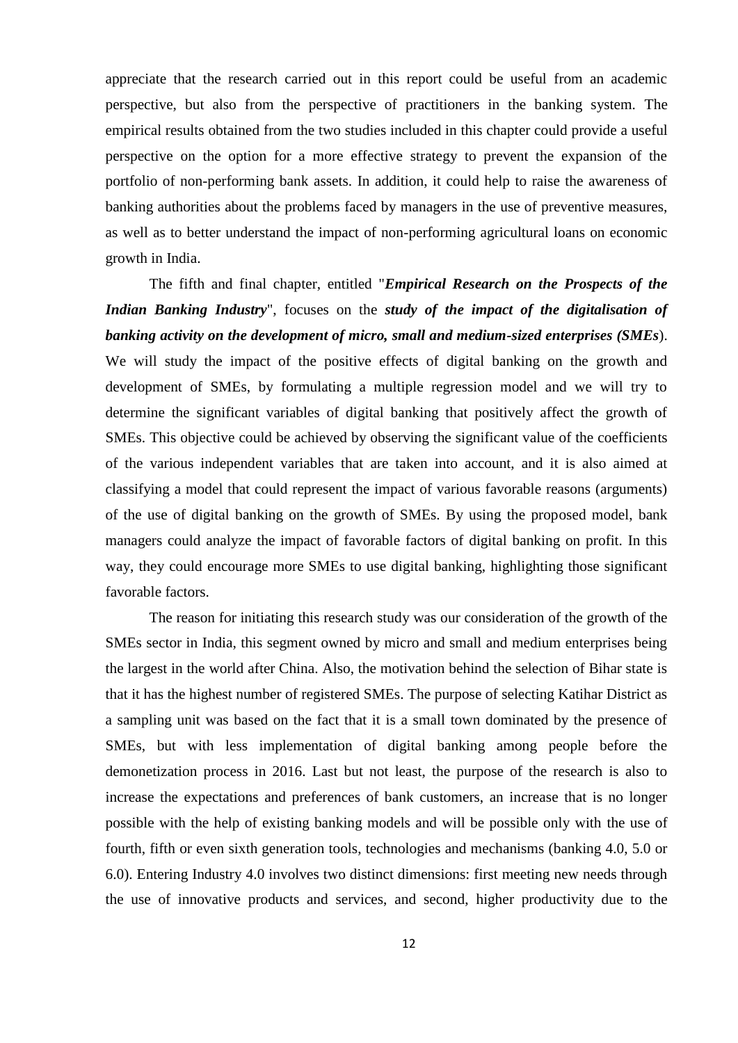appreciate that the research carried out in this report could be useful from an academic perspective, but also from the perspective of practitioners in the banking system. The empirical results obtained from the two studies included in this chapter could provide a useful perspective on the option for a more effective strategy to prevent the expansion of the portfolio of non-performing bank assets. In addition, it could help to raise the awareness of banking authorities about the problems faced by managers in the use of preventive measures, as well as to better understand the impact of non-performing agricultural loans on economic growth in India.

The fifth and final chapter, entitled "***Empirical Research on the Prospects of the Indian Banking Industry***", focuses on the ***study of the impact of the digitalisation of banking activity on the development of micro, small and medium-sized enterprises (SMEs***). We will study the impact of the positive effects of digital banking on the growth and development of SMEs, by formulating a multiple regression model and we will try to determine the significant variables of digital banking that positively affect the growth of SMEs. This objective could be achieved by observing the significant value of the coefficients of the various independent variables that are taken into account, and it is also aimed at classifying a model that could represent the impact of various favorable reasons (arguments) of the use of digital banking on the growth of SMEs. By using the proposed model, bank managers could analyze the impact of favorable factors of digital banking on profit. In this way, they could encourage more SMEs to use digital banking, highlighting those significant favorable factors.

The reason for initiating this research study was our consideration of the growth of the SMEs sector in India, this segment owned by micro and small and medium enterprises being the largest in the world after China. Also, the motivation behind the selection of Bihar state is that it has the highest number of registered SMEs. The purpose of selecting Katihar District as a sampling unit was based on the fact that it is a small town dominated by the presence of SMEs, but with less implementation of digital banking among people before the demonetization process in 2016. Last but not least, the purpose of the research is also to increase the expectations and preferences of bank customers, an increase that is no longer possible with the help of existing banking models and will be possible only with the use of fourth, fifth or even sixth generation tools, technologies and mechanisms (banking 4.0, 5.0 or 6.0). Entering Industry 4.0 involves two distinct dimensions: first meeting new needs through the use of innovative products and services, and second, higher productivity due to the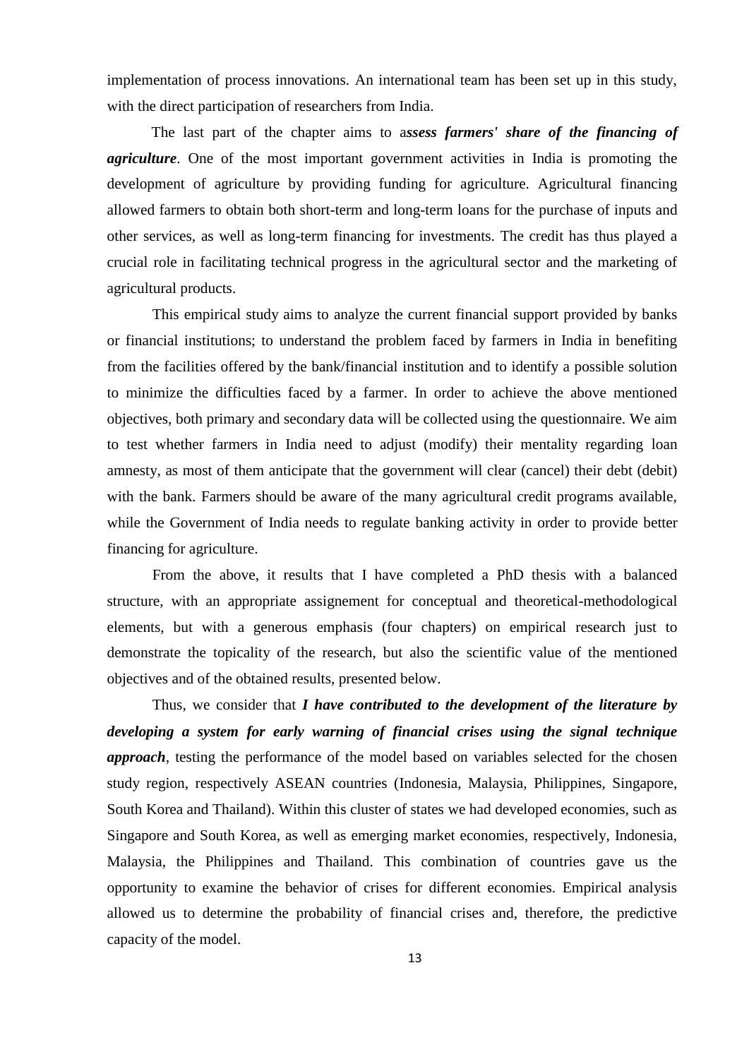implementation of process innovations. An international team has been set up in this study, with the direct participation of researchers from India.

The last part of the chapter aims to a***ssess farmers' share of the financing of agriculture***. One of the most important government activities in India is promoting the development of agriculture by providing funding for agriculture. Agricultural financing allowed farmers to obtain both short-term and long-term loans for the purchase of inputs and other services, as well as long-term financing for investments. The credit has thus played a crucial role in facilitating technical progress in the agricultural sector and the marketing of agricultural products.

This empirical study aims to analyze the current financial support provided by banks or financial institutions; to understand the problem faced by farmers in India in benefiting from the facilities offered by the bank/financial institution and to identify a possible solution to minimize the difficulties faced by a farmer. In order to achieve the above mentioned objectives, both primary and secondary data will be collected using the questionnaire. We aim to test whether farmers in India need to adjust (modify) their mentality regarding loan amnesty, as most of them anticipate that the government will clear (cancel) their debt (debit) with the bank. Farmers should be aware of the many agricultural credit programs available, while the Government of India needs to regulate banking activity in order to provide better financing for agriculture.

From the above, it results that I have completed a PhD thesis with a balanced structure, with an appropriate assignement for conceptual and theoretical-methodological elements, but with a generous emphasis (four chapters) on empirical research just to demonstrate the topicality of the research, but also the scientific value of the mentioned objectives and of the obtained results, presented below.

Thus, we consider that ***I have contributed to the development of the literature by developing a system for early warning of financial crises using the signal technique approach***, testing the performance of the model based on variables selected for the chosen study region, respectively ASEAN countries (Indonesia, Malaysia, Philippines, Singapore, South Korea and Thailand). Within this cluster of states we had developed economies, such as Singapore and South Korea, as well as emerging market economies, respectively, Indonesia, Malaysia, the Philippines and Thailand. This combination of countries gave us the opportunity to examine the behavior of crises for different economies. Empirical analysis allowed us to determine the probability of financial crises and, therefore, the predictive capacity of the model.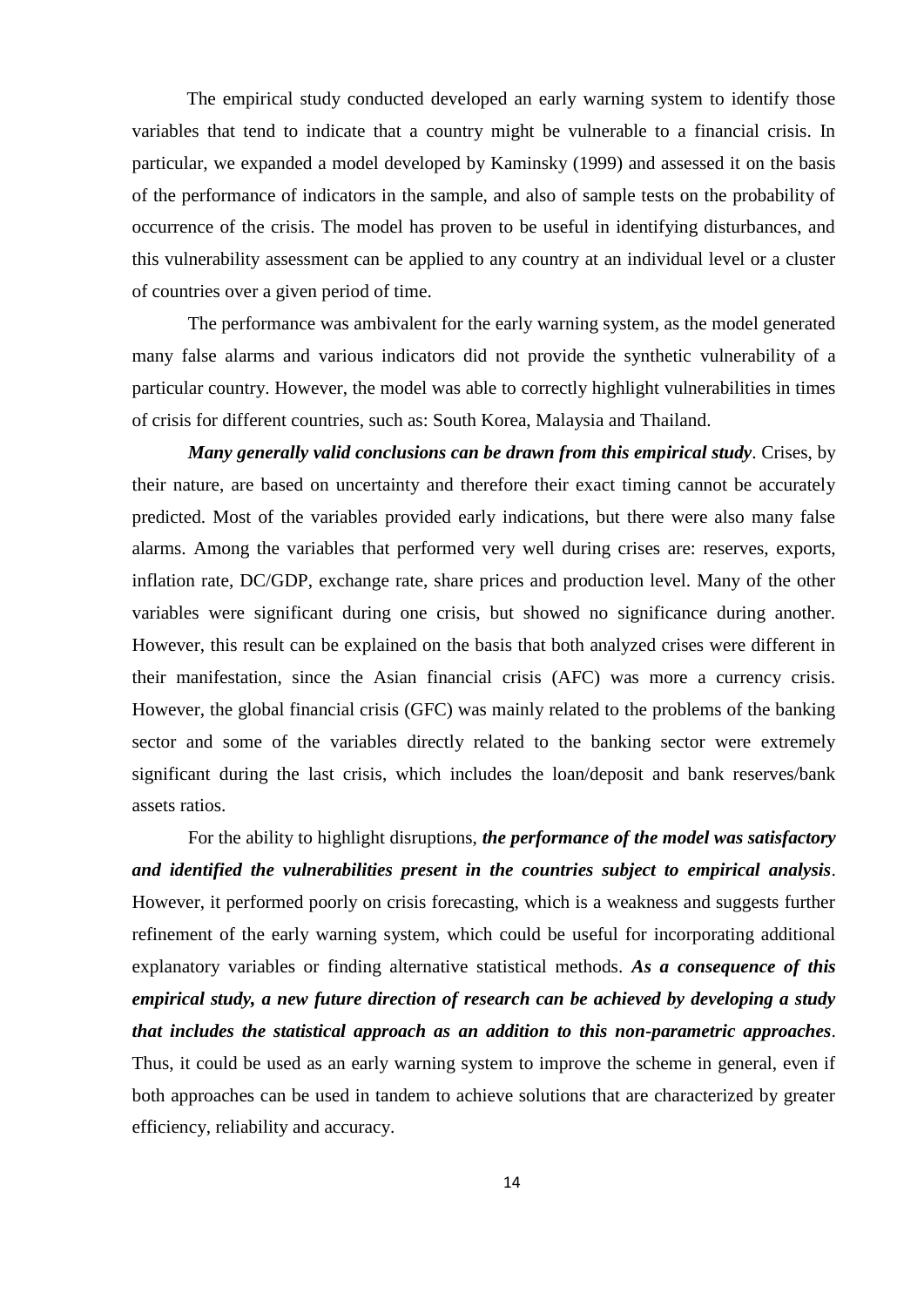The empirical study conducted developed an early warning system to identify those variables that tend to indicate that a country might be vulnerable to a financial crisis. In particular, we expanded a model developed by Kaminsky (1999) and assessed it on the basis of the performance of indicators in the sample, and also of sample tests on the probability of occurrence of the crisis. The model has proven to be useful in identifying disturbances, and this vulnerability assessment can be applied to any country at an individual level or a cluster of countries over a given period of time.

The performance was ambivalent for the early warning system, as the model generated many false alarms and various indicators did not provide the synthetic vulnerability of a particular country. However, the model was able to correctly highlight vulnerabilities in times of crisis for different countries, such as: South Korea, Malaysia and Thailand.

***Many generally valid conclusions can be drawn from this empirical study***. Crises, by their nature, are based on uncertainty and therefore their exact timing cannot be accurately predicted. Most of the variables provided early indications, but there were also many false alarms. Among the variables that performed very well during crises are: reserves, exports, inflation rate, DC/GDP, exchange rate, share prices and production level. Many of the other variables were significant during one crisis, but showed no significance during another. However, this result can be explained on the basis that both analyzed crises were different in their manifestation, since the Asian financial crisis (AFC) was more a currency crisis. However, the global financial crisis (GFC) was mainly related to the problems of the banking sector and some of the variables directly related to the banking sector were extremely significant during the last crisis, which includes the loan/deposit and bank reserves/bank assets ratios.

For the ability to highlight disruptions, ***the performance of the model was satisfactory and identified the vulnerabilities present in the countries subject to empirical analysis***. However, it performed poorly on crisis forecasting, which is a weakness and suggests further refinement of the early warning system, which could be useful for incorporating additional explanatory variables or finding alternative statistical methods. ***As a consequence of this empirical study, a new future direction of research can be achieved by developing a study that includes the statistical approach as an addition to this non-parametric approaches***. Thus, it could be used as an early warning system to improve the scheme in general, even if both approaches can be used in tandem to achieve solutions that are characterized by greater efficiency, reliability and accuracy.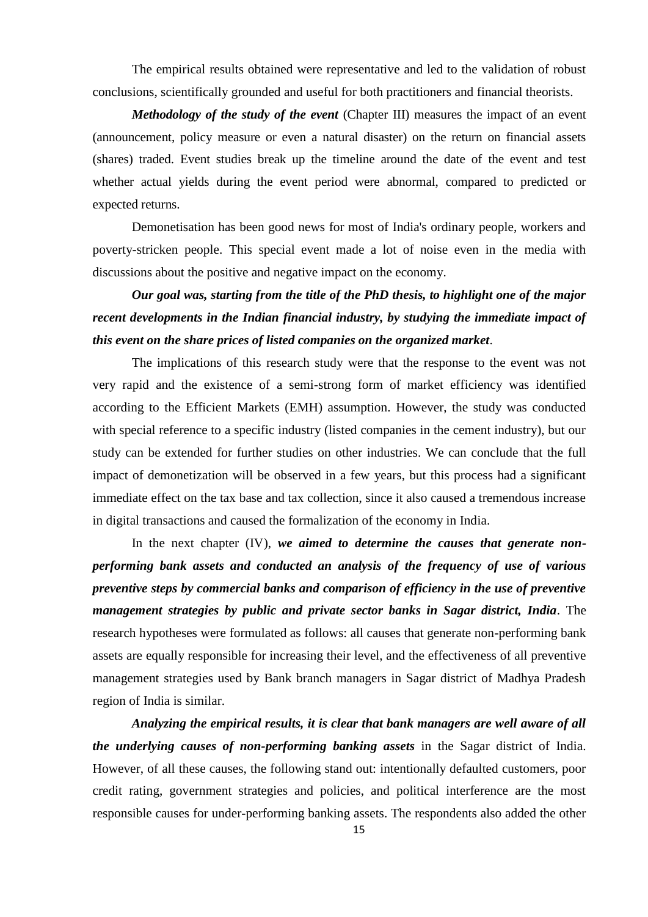The empirical results obtained were representative and led to the validation of robust conclusions, scientifically grounded and useful for both practitioners and financial theorists.

***Methodology of the study of the event*** (Chapter III) measures the impact of an event (announcement, policy measure or even a natural disaster) on the return on financial assets (shares) traded. Event studies break up the timeline around the date of the event and test whether actual yields during the event period were abnormal, compared to predicted or expected returns.

Demonetisation has been good news for most of India's ordinary people, workers and poverty-stricken people. This special event made a lot of noise even in the media with discussions about the positive and negative impact on the economy.

***Our goal was, starting from the title of the PhD thesis, to highlight one of the major recent developments in the Indian financial industry, by studying the immediate impact of this event on the share prices of listed companies on the organized market***.

The implications of this research study were that the response to the event was not very rapid and the existence of a semi-strong form of market efficiency was identified according to the Efficient Markets (EMH) assumption. However, the study was conducted with special reference to a specific industry (listed companies in the cement industry), but our study can be extended for further studies on other industries. We can conclude that the full impact of demonetization will be observed in a few years, but this process had a significant immediate effect on the tax base and tax collection, since it also caused a tremendous increase in digital transactions and caused the formalization of the economy in India.

In the next chapter (IV), ***we aimed to determine the causes that generate non-performing bank assets and conducted an analysis of the frequency of use of various preventive steps by commercial banks and comparison of efficiency in the use of preventive management strategies by public and private sector banks in Sagar district, India***. The research hypotheses were formulated as follows: all causes that generate non-performing bank assets are equally responsible for increasing their level, and the effectiveness of all preventive management strategies used by Bank branch managers in Sagar district of Madhya Pradesh region of India is similar.

***Analyzing the empirical results, it is clear that bank managers are well aware of all the underlying causes of non-performing banking assets*** in the Sagar district of India. However, of all these causes, the following stand out: intentionally defaulted customers, poor credit rating, government strategies and policies, and political interference are the most responsible causes for under-performing banking assets. The respondents also added the other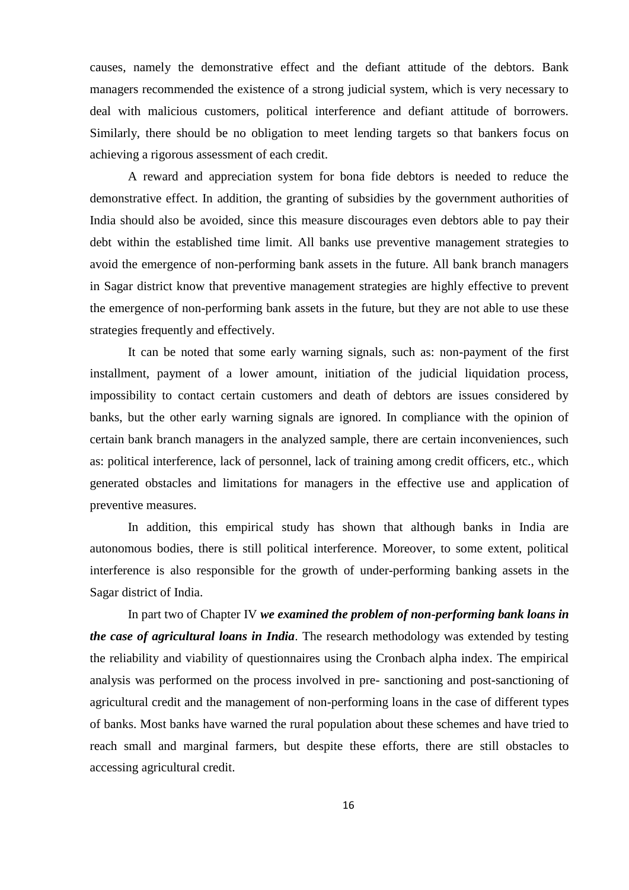causes, namely the demonstrative effect and the defiant attitude of the debtors. Bank managers recommended the existence of a strong judicial system, which is very necessary to deal with malicious customers, political interference and defiant attitude of borrowers. Similarly, there should be no obligation to meet lending targets so that bankers focus on achieving a rigorous assessment of each credit.

A reward and appreciation system for bona fide debtors is needed to reduce the demonstrative effect. In addition, the granting of subsidies by the government authorities of India should also be avoided, since this measure discourages even debtors able to pay their debt within the established time limit. All banks use preventive management strategies to avoid the emergence of non-performing bank assets in the future. All bank branch managers in Sagar district know that preventive management strategies are highly effective to prevent the emergence of non-performing bank assets in the future, but they are not able to use these strategies frequently and effectively.

It can be noted that some early warning signals, such as: non-payment of the first installment, payment of a lower amount, initiation of the judicial liquidation process, impossibility to contact certain customers and death of debtors are issues considered by banks, but the other early warning signals are ignored. In compliance with the opinion of certain bank branch managers in the analyzed sample, there are certain inconveniences, such as: political interference, lack of personnel, lack of training among credit officers, etc., which generated obstacles and limitations for managers in the effective use and application of preventive measures.

In addition, this empirical study has shown that although banks in India are autonomous bodies, there is still political interference. Moreover, to some extent, political interference is also responsible for the growth of under-performing banking assets in the Sagar district of India.

In part two of Chapter IV ***we examined the problem of non-performing bank loans in the case of agricultural loans in India***. The research methodology was extended by testing the reliability and viability of questionnaires using the Cronbach alpha index. The empirical analysis was performed on the process involved in pre- sanctioning and post-sanctioning of agricultural credit and the management of non-performing loans in the case of different types of banks. Most banks have warned the rural population about these schemes and have tried to reach small and marginal farmers, but despite these efforts, there are still obstacles to accessing agricultural credit.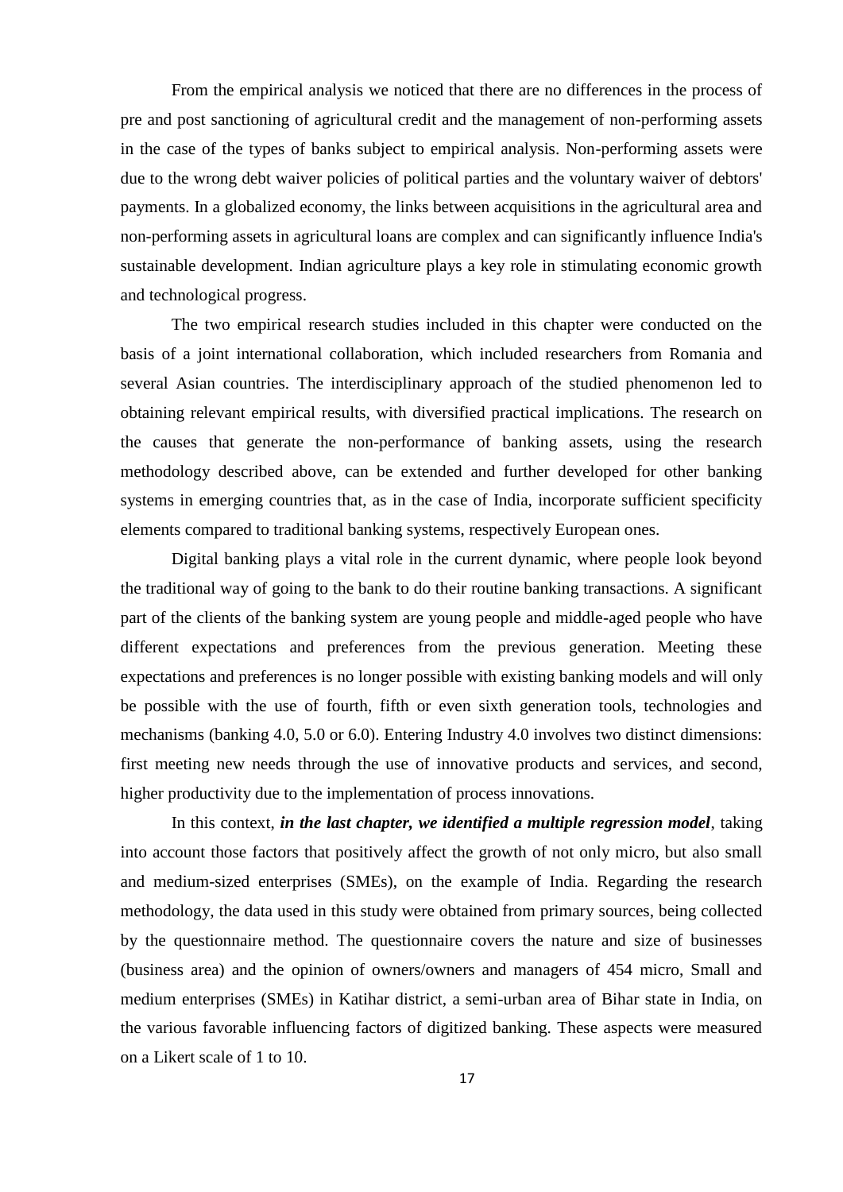From the empirical analysis we noticed that there are no differences in the process of pre and post sanctioning of agricultural credit and the management of non-performing assets in the case of the types of banks subject to empirical analysis. Non-performing assets were due to the wrong debt waiver policies of political parties and the voluntary waiver of debtors' payments. In a globalized economy, the links between acquisitions in the agricultural area and non-performing assets in agricultural loans are complex and can significantly influence India's sustainable development. Indian agriculture plays a key role in stimulating economic growth and technological progress.

The two empirical research studies included in this chapter were conducted on the basis of a joint international collaboration, which included researchers from Romania and several Asian countries. The interdisciplinary approach of the studied phenomenon led to obtaining relevant empirical results, with diversified practical implications. The research on the causes that generate the non-performance of banking assets, using the research methodology described above, can be extended and further developed for other banking systems in emerging countries that, as in the case of India, incorporate sufficient specificity elements compared to traditional banking systems, respectively European ones.

Digital banking plays a vital role in the current dynamic, where people look beyond the traditional way of going to the bank to do their routine banking transactions. A significant part of the clients of the banking system are young people and middle-aged people who have different expectations and preferences from the previous generation. Meeting these expectations and preferences is no longer possible with existing banking models and will only be possible with the use of fourth, fifth or even sixth generation tools, technologies and mechanisms (banking 4.0, 5.0 or 6.0). Entering Industry 4.0 involves two distinct dimensions: first meeting new needs through the use of innovative products and services, and second, higher productivity due to the implementation of process innovations.

In this context, ***in the last chapter, we identified a multiple regression model***, taking into account those factors that positively affect the growth of not only micro, but also small and medium-sized enterprises (SMEs), on the example of India. Regarding the research methodology, the data used in this study were obtained from primary sources, being collected by the questionnaire method. The questionnaire covers the nature and size of businesses (business area) and the opinion of owners/owners and managers of 454 micro, Small and medium enterprises (SMEs) in Katihar district, a semi-urban area of Bihar state in India, on the various favorable influencing factors of digitized banking. These aspects were measured on a Likert scale of 1 to 10.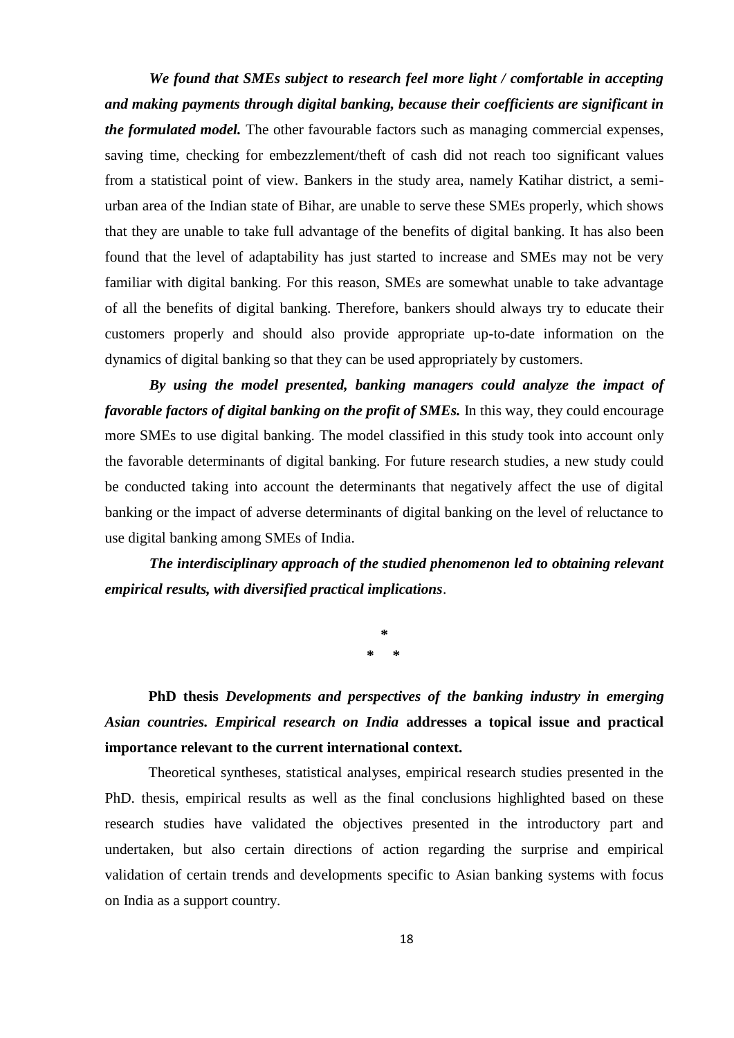***We found that SMEs subject to research feel more light / comfortable in accepting and making payments through digital banking, because their coefficients are significant in the formulated model.*** The other favourable factors such as managing commercial expenses, saving time, checking for embezzlement/theft of cash did not reach too significant values from a statistical point of view. Bankers in the study area, namely Katihar district, a semi-urban area of the Indian state of Bihar, are unable to serve these SMEs properly, which shows that they are unable to take full advantage of the benefits of digital banking. It has also been found that the level of adaptability has just started to increase and SMEs may not be very familiar with digital banking. For this reason, SMEs are somewhat unable to take advantage of all the benefits of digital banking. Therefore, bankers should always try to educate their customers properly and should also provide appropriate up-to-date information on the dynamics of digital banking so that they can be used appropriately by customers.

***By using the model presented, banking managers could analyze the impact of favorable factors of digital banking on the profit of SMEs.*** In this way, they could encourage more SMEs to use digital banking. The model classified in this study took into account only the favorable determinants of digital banking. For future research studies, a new study could be conducted taking into account the determinants that negatively affect the use of digital banking or the impact of adverse determinants of digital banking on the level of reluctance to use digital banking among SMEs of India.

***The interdisciplinary approach of the studied phenomenon led to obtaining relevant empirical results, with diversified practical implications***.

\*

\* \*

**PhD thesis *Developments and perspectives of the banking industry in emerging Asian countries. Empirical research on India* addresses a topical issue and practical importance relevant to the current international context.**

Theoretical syntheses, statistical analyses, empirical research studies presented in the PhD. thesis, empirical results as well as the final conclusions highlighted based on these research studies have validated the objectives presented in the introductory part and undertaken, but also certain directions of action regarding the surprise and empirical validation of certain trends and developments specific to Asian banking systems with focus on India as a support country.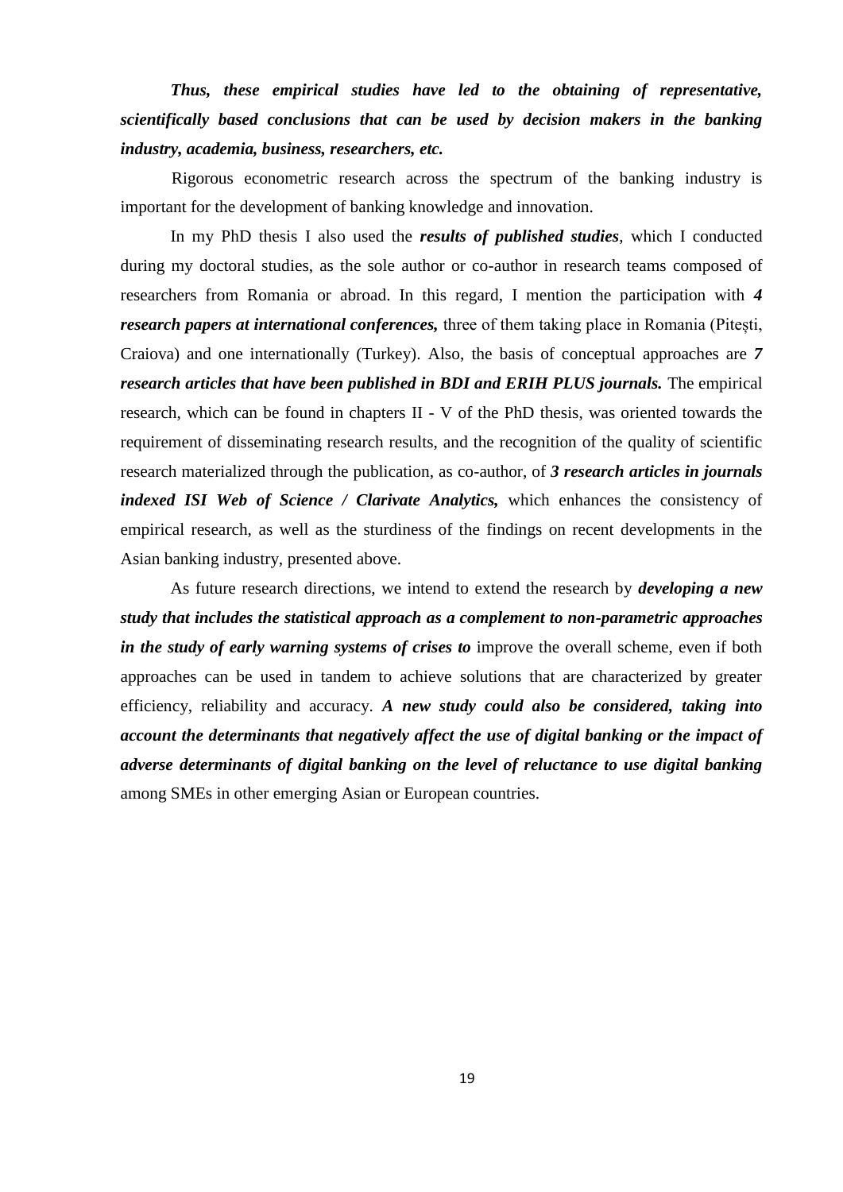***Thus, these empirical studies have led to the obtaining of representative, scientifically based conclusions that can be used by decision makers in the banking industry, academia, business, researchers, etc.***

Rigorous econometric research across the spectrum of the banking industry is important for the development of banking knowledge and innovation.

In my PhD thesis I also used the ***results of published studies***, which I conducted during my doctoral studies, as the sole author or co-author in research teams composed of researchers from Romania or abroad. In this regard, I mention the participation with ***4 research papers at international conferences,*** three of them taking place in Romania (Pitești, Craiova) and one internationally (Turkey). Also, the basis of conceptual approaches are ***7 research articles that have been published in BDI and ERIH PLUS journals.*** The empirical research, which can be found in chapters II - V of the PhD thesis, was oriented towards the requirement of disseminating research results, and the recognition of the quality of scientific research materialized through the publication, as co-author, of ***3 research articles in journals indexed ISI Web of Science / Clarivate Analytics,*** which enhances the consistency of empirical research, as well as the sturdiness of the findings on recent developments in the Asian banking industry, presented above.

As future research directions, we intend to extend the research by ***developing a new study that includes the statistical approach as a complement to non-parametric approaches in the study of early warning systems of crises to*** improve the overall scheme, even if both approaches can be used in tandem to achieve solutions that are characterized by greater efficiency, reliability and accuracy. ***A new study could also be considered, taking into account the determinants that negatively affect the use of digital banking or the impact of adverse determinants of digital banking on the level of reluctance to use digital banking*** among SMEs in other emerging Asian or European countries.